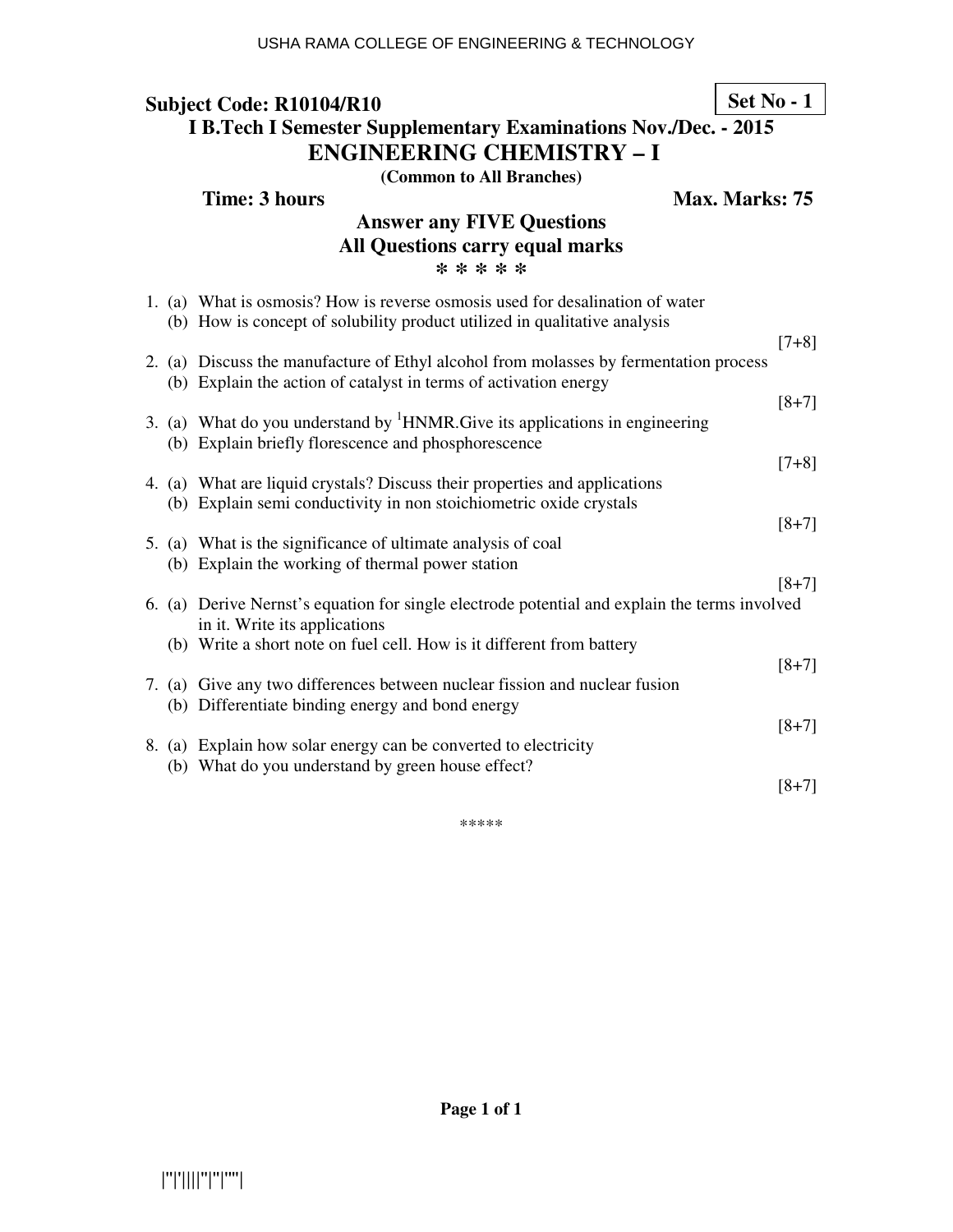**Subject Code: R10104/R10**

**Set No - 1**

**I B.Tech I Semester Supplementary Examinations Nov./Dec. - 2015**

# ENGINEERING CHEMISTRY – I

**(Common to All Branches)**

**Time: 3 hours** **Max. Marks: 75**

**Answer any FIVE Questions**
**All Questions carry equal marks**
**\* \* \* \* \***

1. (a) What is osmosis? How is reverse osmosis used for desalination of water
   (b) How is concept of solubility product utilized in qualitative analysis
   [7+8]
2. (a) Discuss the manufacture of Ethyl alcohol from molasses by fermentation process
   (b) Explain the action of catalyst in terms of activation energy
   [8+7]
3. (a) What do you understand by $^{1}$HNMR.Give its applications in engineering
   (b) Explain briefly florescence and phosphorescence
   [7+8]
4. (a) What are liquid crystals? Discuss their properties and applications
   (b) Explain semi conductivity in non stoichiometric oxide crystals
   [8+7]
5. (a) What is the significance of ultimate analysis of coal
   (b) Explain the working of thermal power station
   [8+7]
6. (a) Derive Nernst's equation for single electrode potential and explain the terms involved in it. Write its applications
   (b) Write a short note on fuel cell. How is it different from battery
   [8+7]
7. (a) Give any two differences between nuclear fission and nuclear fusion
   (b) Differentiate binding energy and bond energy
   [8+7]
8. (a) Explain how solar energy can be converted to electricity
   (b) What do you understand by green house effect?
   [8+7]

\*\*\*\*\*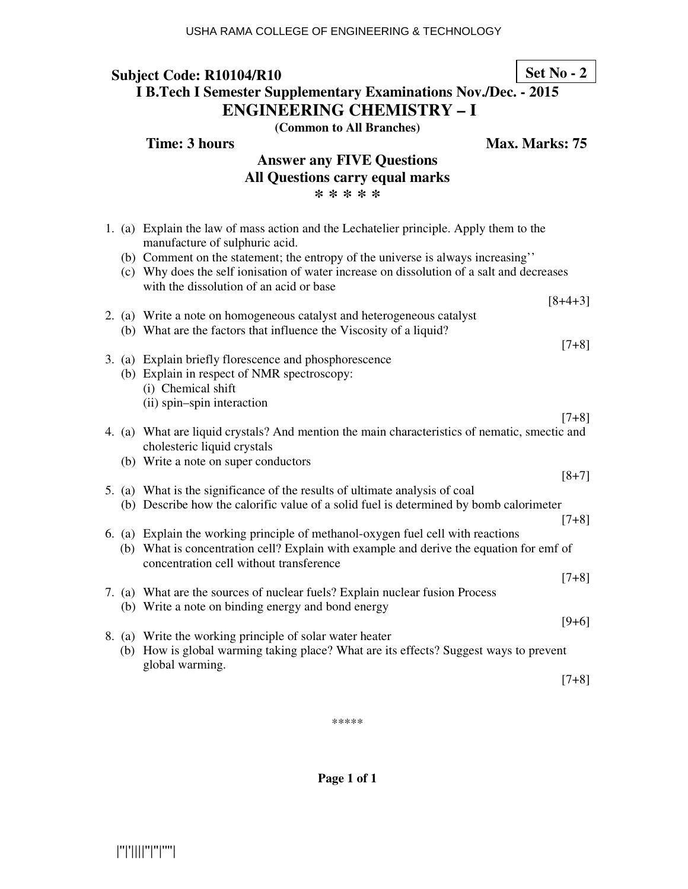**Subject Code: R10104/R10** **Set No - 2**

**I B.Tech I Semester Supplementary Examinations Nov./Dec. - 2015**

# ENGINEERING CHEMISTRY – I

**(Common to All Branches)**

**Time: 3 hours** **Max. Marks: 75**

**Answer any FIVE Questions**
**All Questions carry equal marks**
*** * * * ***

1. (a) Explain the law of mass action and the Lechatelier principle. Apply them to the manufacture of sulphuric acid.
   (b) Comment on the statement; the entropy of the universe is always increasing''
   (c) Why does the self ionisation of water increase on dissolution of a salt and decreases with the dissolution of an acid or base
   [8+4+3]

2. (a) Write a note on homogeneous catalyst and heterogeneous catalyst
   (b) What are the factors that influence the Viscosity of a liquid?
   [7+8]

3. (a) Explain briefly florescence and phosphorescence
   (b) Explain in respect of NMR spectroscopy:
   (i) Chemical shift
   (ii) spin–spin interaction
   [7+8]

4. (a) What are liquid crystals? And mention the main characteristics of nematic, smectic and cholesteric liquid crystals
   (b) Write a note on super conductors
   [8+7]

5. (a) What is the significance of the results of ultimate analysis of coal
   (b) Describe how the calorific value of a solid fuel is determined by bomb calorimeter
   [7+8]

6. (a) Explain the working principle of methanol-oxygen fuel cell with reactions
   (b) What is concentration cell? Explain with example and derive the equation for emf of concentration cell without transference
   [7+8]

7. (a) What are the sources of nuclear fuels? Explain nuclear fusion Process
   (b) Write a note on binding energy and bond energy
   [9+6]

8. (a) Write the working principle of solar water heater
   (b) How is global warming taking place? What are its effects? Suggest ways to prevent global warming.
   [7+8]

*****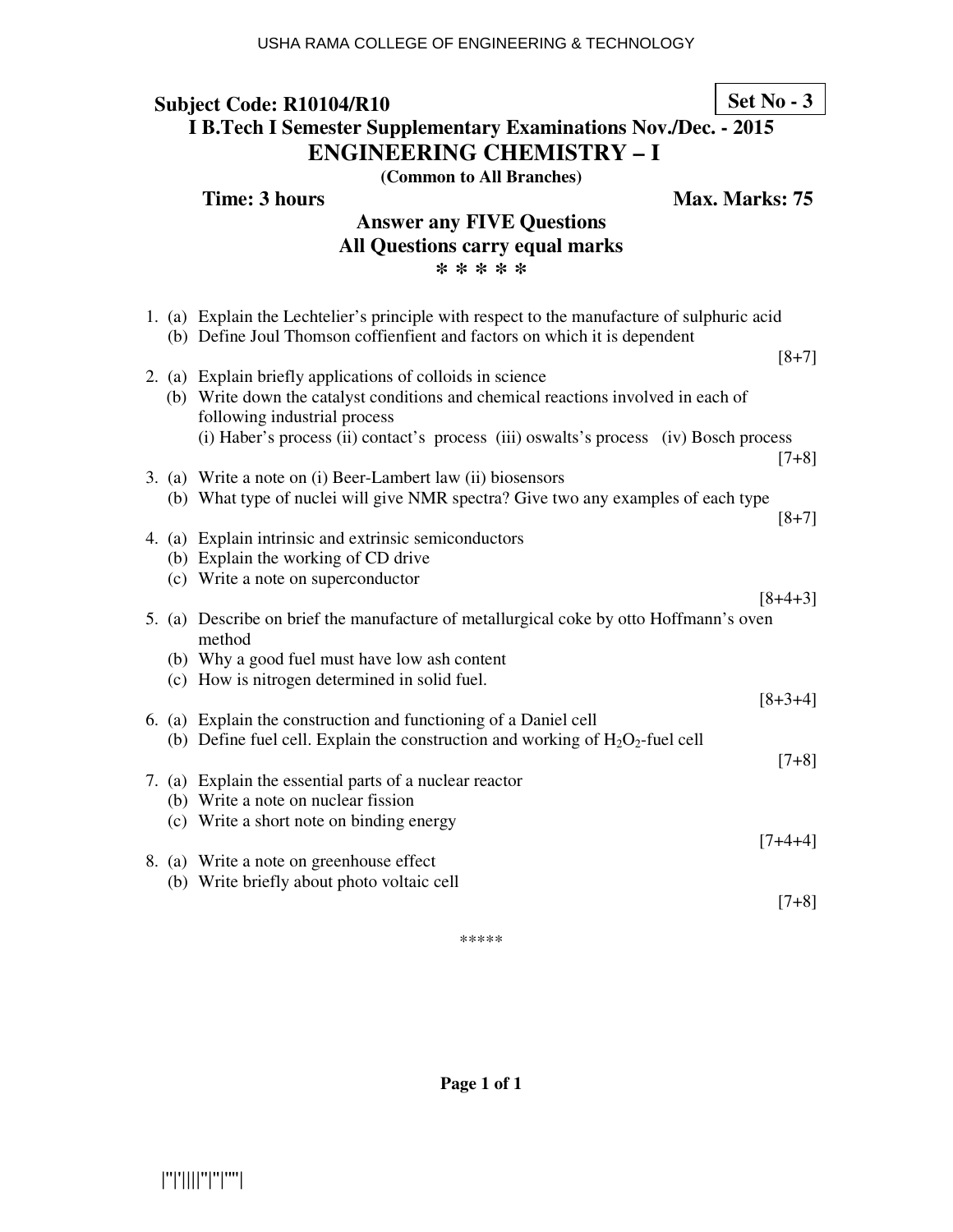**Subject Code: R10104/R10**

**Set No - 3**

**I B.Tech I Semester Supplementary Examinations Nov./Dec. - 2015**

# ENGINEERING CHEMISTRY – I

**(Common to All Branches)**

**Time: 3 hours** **Max. Marks: 75**

**Answer any FIVE Questions**

**All Questions carry equal marks**

**\* \* \* \* \***

1. (a) Explain the Lechtelier's principle with respect to the manufacture of sulphuric acid
   (b) Define Joul Thomson coffienfient and factors on which it is dependent
   [8+7]

2. (a) Explain briefly applications of colloids in science
   (b) Write down the catalyst conditions and chemical reactions involved in each of following industrial process
   (i) Haber's process (ii) contact's process (iii) oswalts's process (iv) Bosch process
   [7+8]

3. (a) Write a note on (i) Beer-Lambert law (ii) biosensors
   (b) What type of nuclei will give NMR spectra? Give two any examples of each type
   [8+7]

4. (a) Explain intrinsic and extrinsic semiconductors
   (b) Explain the working of CD drive
   (c) Write a note on superconductor
   [8+4+3]

5. (a) Describe on brief the manufacture of metallurgical coke by otto Hoffmann's oven method
   (b) Why a good fuel must have low ash content
   (c) How is nitrogen determined in solid fuel.
   [8+3+4]

6. (a) Explain the construction and functioning of a Daniel cell
   (b) Define fuel cell. Explain the construction and working of $H_2O_2$-fuel cell
   [7+8]

7. (a) Explain the essential parts of a nuclear reactor
   (b) Write a note on nuclear fission
   (c) Write a short note on binding energy
   [7+4+4]

8. (a) Write a note on greenhouse effect
   (b) Write briefly about photo voltaic cell
   [7+8]

\*\*\*\*\*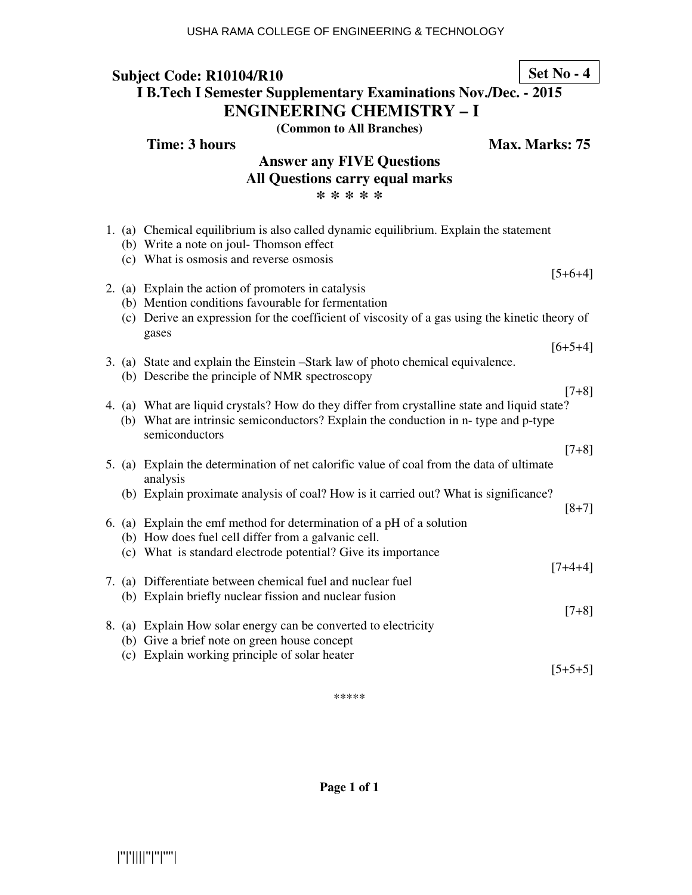**Subject Code: R10104/R10** **Set No - 4**

**I B.Tech I Semester Supplementary Examinations Nov./Dec. - 2015**

# ENGINEERING CHEMISTRY – I

**(Common to All Branches)**

**Time: 3 hours** **Max. Marks: 75**

**Answer any FIVE Questions**
**All Questions carry equal marks**
**\* \* \* \* \***

1. (a) Chemical equilibrium is also called dynamic equilibrium. Explain the statement
   (b) Write a note on joul- Thomson effect
   (c) What is osmosis and reverse osmosis

   [5+6+4]

2. (a) Explain the action of promoters in catalysis
   (b) Mention conditions favourable for fermentation
   (c) Derive an expression for the coefficient of viscosity of a gas using the kinetic theory of gases

   [6+5+4]

3. (a) State and explain the Einstein –Stark law of photo chemical equivalence.
   (b) Describe the principle of NMR spectroscopy

   [7+8]

4. (a) What are liquid crystals? How do they differ from crystalline state and liquid state?
   (b) What are intrinsic semiconductors? Explain the conduction in n- type and p-type semiconductors

   [7+8]

5. (a) Explain the determination of net calorific value of coal from the data of ultimate analysis
   (b) Explain proximate analysis of coal? How is it carried out? What is significance?

   [8+7]

6. (a) Explain the emf method for determination of a pH of a solution
   (b) How does fuel cell differ from a galvanic cell.
   (c) What is standard electrode potential? Give its importance

   [7+4+4]

7. (a) Differentiate between chemical fuel and nuclear fuel
   (b) Explain briefly nuclear fission and nuclear fusion

   [7+8]

8. (a) Explain How solar energy can be converted to electricity
   (b) Give a brief note on green house concept
   (c) Explain working principle of solar heater

   [5+5+5]

\*\*\*\*\*